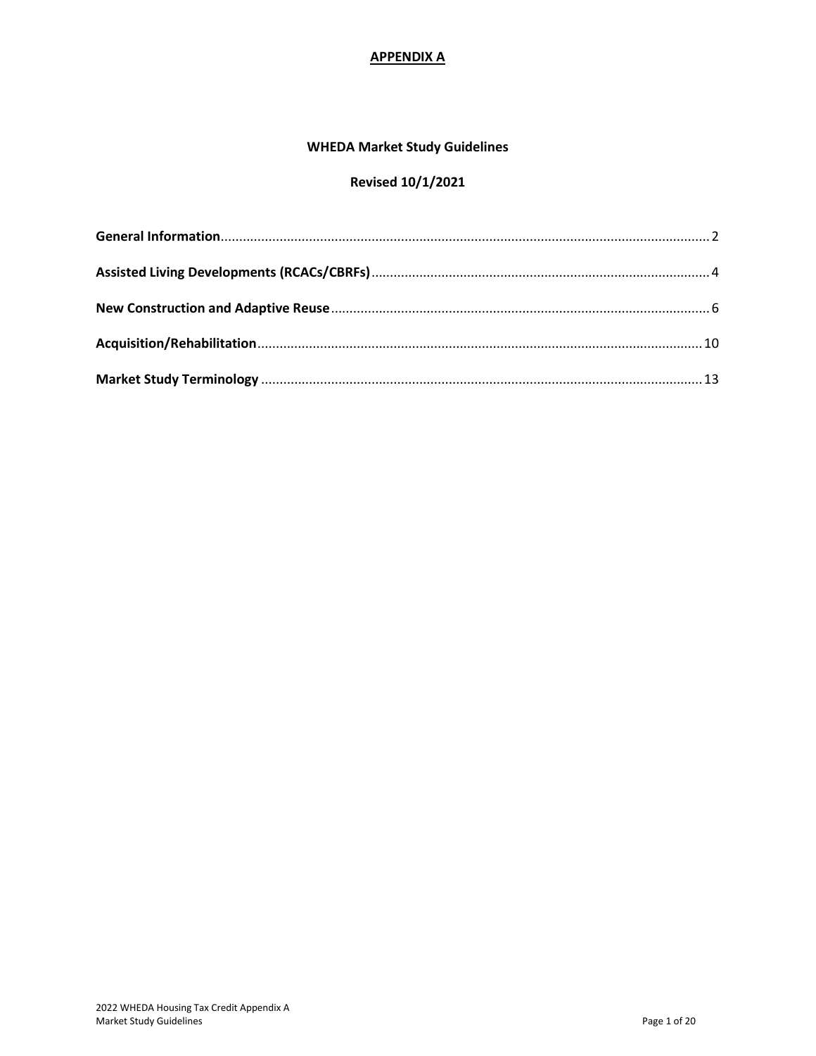**APPENDIX A**

# WHEDA Market Study Guidelines

## Revised 10/1/2021

**General Information** .......... 2

**Assisted Living Developments (RCACs/CBRFs)** .......... 4

**New Construction and Adaptive Reuse** .......... 6

**Acquisition/Rehabilitation** .......... 10

**Market Study Terminology** .......... 13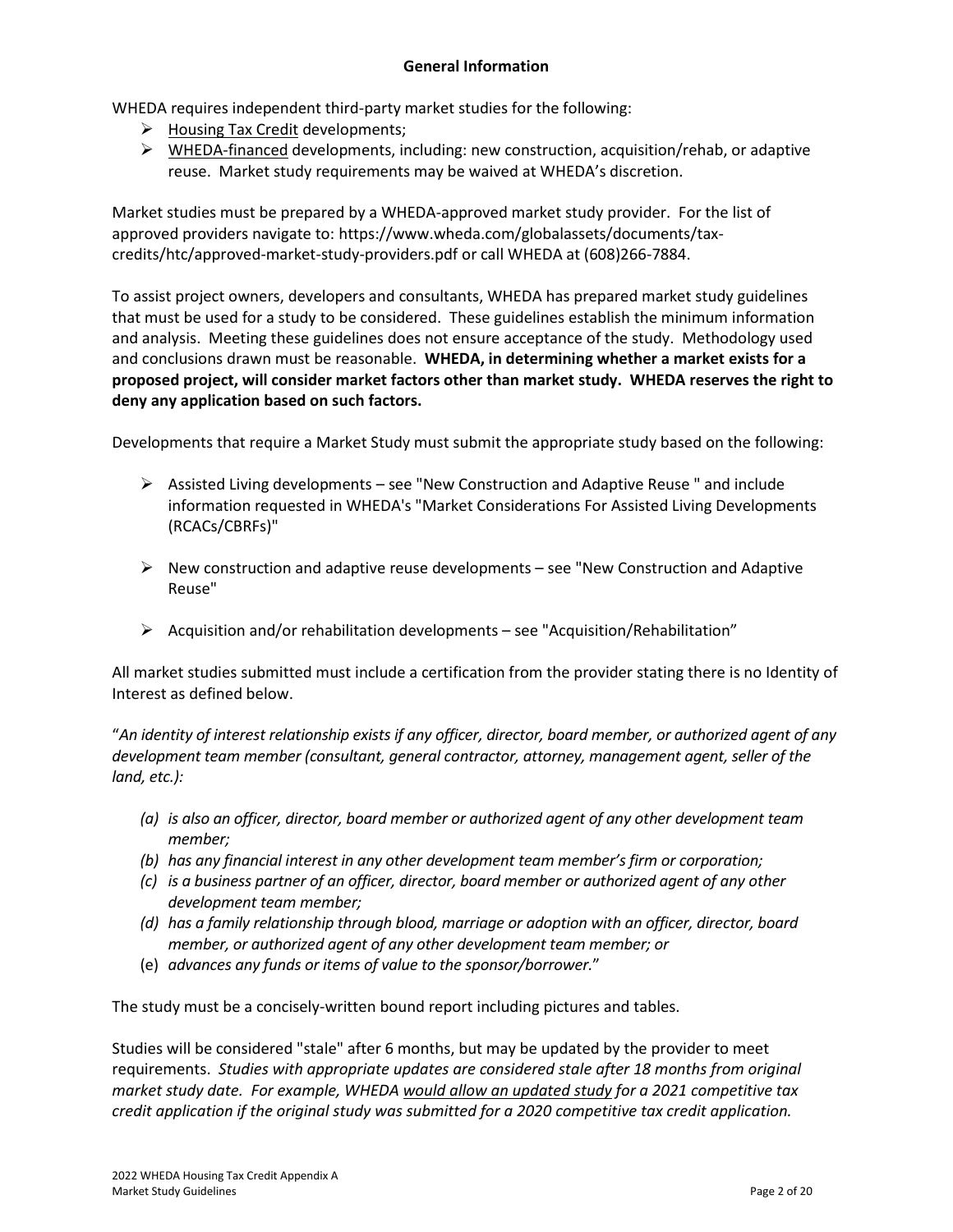## General Information

WHEDA requires independent third-party market studies for the following:

- Housing Tax Credit developments;
- WHEDA-financed developments, including: new construction, acquisition/rehab, or adaptive reuse. Market study requirements may be waived at WHEDA's discretion.

Market studies must be prepared by a WHEDA-approved market study provider. For the list of approved providers navigate to: https://www.wheda.com/globalassets/documents/tax-credits/htc/approved-market-study-providers.pdf or call WHEDA at (608)266-7884.

To assist project owners, developers and consultants, WHEDA has prepared market study guidelines that must be used for a study to be considered. These guidelines establish the minimum information and analysis. Meeting these guidelines does not ensure acceptance of the study. Methodology used and conclusions drawn must be reasonable. **WHEDA, in determining whether a market exists for a proposed project, will consider market factors other than market study. WHEDA reserves the right to deny any application based on such factors.**

Developments that require a Market Study must submit the appropriate study based on the following:

- Assisted Living developments – see "New Construction and Adaptive Reuse " and include information requested in WHEDA's "Market Considerations For Assisted Living Developments (RCACs/CBRFs)"
- New construction and adaptive reuse developments – see "New Construction and Adaptive Reuse"
- Acquisition and/or rehabilitation developments – see "Acquisition/Rehabilitation"

All market studies submitted must include a certification from the provider stating there is no Identity of Interest as defined below.

"*An identity of interest relationship exists if any officer, director, board member, or authorized agent of any development team member (consultant, general contractor, attorney, management agent, seller of the land, etc.):*

- *(a) is also an officer, director, board member or authorized agent of any other development team member;*
- *(b) has any financial interest in any other development team member's firm or corporation;*
- *(c) is a business partner of an officer, director, board member or authorized agent of any other development team member;*
- *(d) has a family relationship through blood, marriage or adoption with an officer, director, board member, or authorized agent of any other development team member; or*
- (e) *advances any funds or items of value to the sponsor/borrower.*"

The study must be a concisely-written bound report including pictures and tables.

Studies will be considered "stale" after 6 months, but may be updated by the provider to meet requirements. *Studies with appropriate updates are considered stale after 18 months from original market study date. For example, WHEDA would allow an updated study for a 2021 competitive tax credit application if the original study was submitted for a 2020 competitive tax credit application.*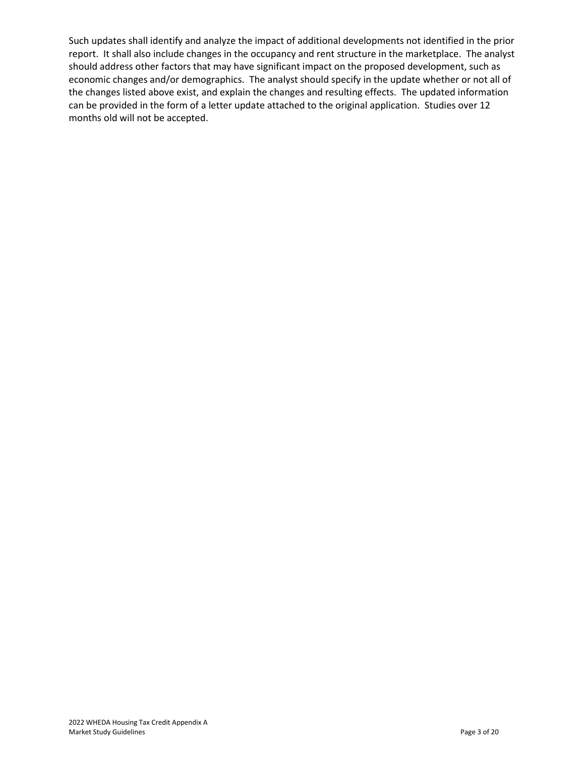Such updates shall identify and analyze the impact of additional developments not identified in the prior report. It shall also include changes in the occupancy and rent structure in the marketplace. The analyst should address other factors that may have significant impact on the proposed development, such as economic changes and/or demographics. The analyst should specify in the update whether or not all of the changes listed above exist, and explain the changes and resulting effects. The updated information can be provided in the form of a letter update attached to the original application. Studies over 12 months old will not be accepted.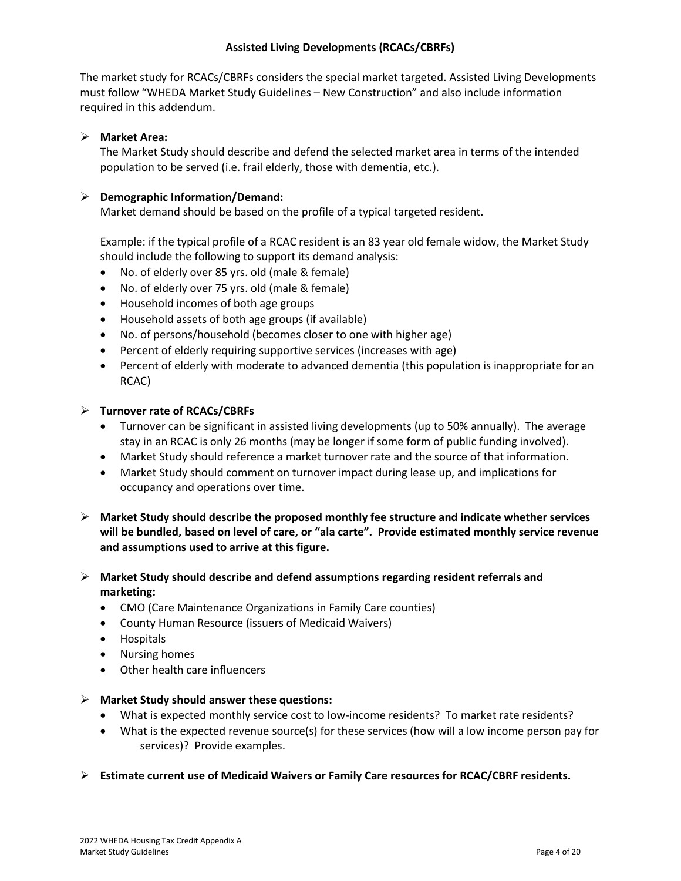## Assisted Living Developments (RCACs/CBRFs)

The market study for RCACs/CBRFs considers the special market targeted. Assisted Living Developments must follow "WHEDA Market Study Guidelines – New Construction" and also include information required in this addendum.

- **Market Area:**
  The Market Study should describe and defend the selected market area in terms of the intended population to be served (i.e. frail elderly, those with dementia, etc.).

- **Demographic Information/Demand:**
  Market demand should be based on the profile of a typical targeted resident.

  Example: if the typical profile of a RCAC resident is an 83 year old female widow, the Market Study should include the following to support its demand analysis:
  - No. of elderly over 85 yrs. old (male & female)
  - No. of elderly over 75 yrs. old (male & female)
  - Household incomes of both age groups
  - Household assets of both age groups (if available)
  - No. of persons/household (becomes closer to one with higher age)
  - Percent of elderly requiring supportive services (increases with age)
  - Percent of elderly with moderate to advanced dementia (this population is inappropriate for an RCAC)

- **Turnover rate of RCACs/CBRFs**
  - Turnover can be significant in assisted living developments (up to 50% annually). The average stay in an RCAC is only 26 months (may be longer if some form of public funding involved).
  - Market Study should reference a market turnover rate and the source of that information.
  - Market Study should comment on turnover impact during lease up, and implications for occupancy and operations over time.

- **Market Study should describe the proposed monthly fee structure and indicate whether services will be bundled, based on level of care, or "ala carte". Provide estimated monthly service revenue and assumptions used to arrive at this figure.**

- **Market Study should describe and defend assumptions regarding resident referrals and marketing:**
  - CMO (Care Maintenance Organizations in Family Care counties)
  - County Human Resource (issuers of Medicaid Waivers)
  - Hospitals
  - Nursing homes
  - Other health care influencers

- **Market Study should answer these questions:**
  - What is expected monthly service cost to low-income residents? To market rate residents?
  - What is the expected revenue source(s) for these services (how will a low income person pay for services)? Provide examples.

- **Estimate current use of Medicaid Waivers or Family Care resources for RCAC/CBRF residents.**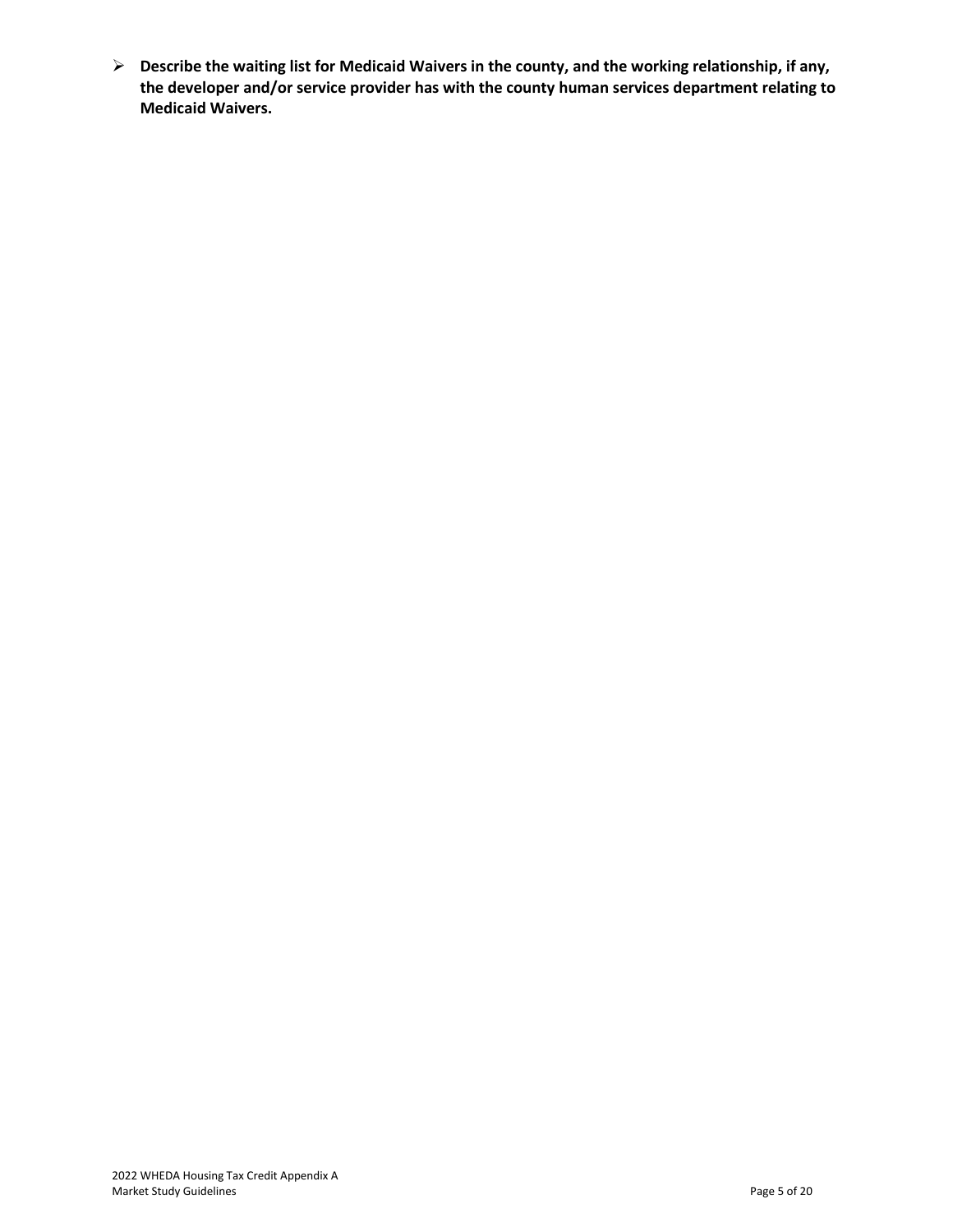- **Describe the waiting list for Medicaid Waivers in the county, and the working relationship, if any, the developer and/or service provider has with the county human services department relating to Medicaid Waivers.**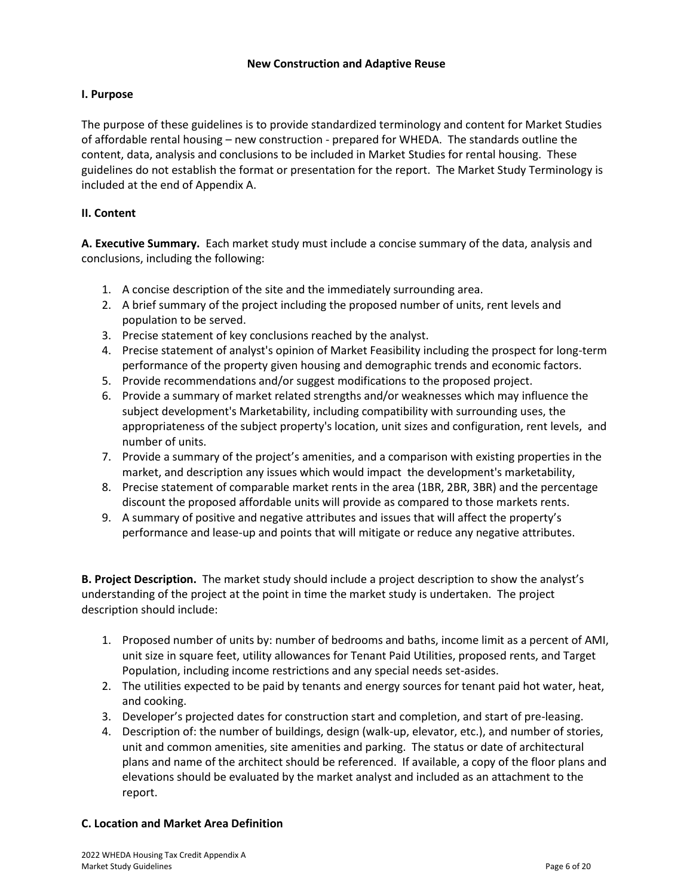## New Construction and Adaptive Reuse

### I. Purpose

The purpose of these guidelines is to provide standardized terminology and content for Market Studies of affordable rental housing – new construction - prepared for WHEDA. The standards outline the content, data, analysis and conclusions to be included in Market Studies for rental housing. These guidelines do not establish the format or presentation for the report. The Market Study Terminology is included at the end of Appendix A.

### II. Content

**A. Executive Summary.** Each market study must include a concise summary of the data, analysis and conclusions, including the following:

1. A concise description of the site and the immediately surrounding area.
2. A brief summary of the project including the proposed number of units, rent levels and population to be served.
3. Precise statement of key conclusions reached by the analyst.
4. Precise statement of analyst's opinion of Market Feasibility including the prospect for long-term performance of the property given housing and demographic trends and economic factors.
5. Provide recommendations and/or suggest modifications to the proposed project.
6. Provide a summary of market related strengths and/or weaknesses which may influence the subject development's Marketability, including compatibility with surrounding uses, the appropriateness of the subject property's location, unit sizes and configuration, rent levels, and number of units.
7. Provide a summary of the project's amenities, and a comparison with existing properties in the market, and description any issues which would impact the development's marketability,
8. Precise statement of comparable market rents in the area (1BR, 2BR, 3BR) and the percentage discount the proposed affordable units will provide as compared to those markets rents.
9. A summary of positive and negative attributes and issues that will affect the property's performance and lease-up and points that will mitigate or reduce any negative attributes.

**B. Project Description.** The market study should include a project description to show the analyst's understanding of the project at the point in time the market study is undertaken. The project description should include:

1. Proposed number of units by: number of bedrooms and baths, income limit as a percent of AMI, unit size in square feet, utility allowances for Tenant Paid Utilities, proposed rents, and Target Population, including income restrictions and any special needs set-asides.
2. The utilities expected to be paid by tenants and energy sources for tenant paid hot water, heat, and cooking.
3. Developer's projected dates for construction start and completion, and start of pre-leasing.
4. Description of: the number of buildings, design (walk-up, elevator, etc.), and number of stories, unit and common amenities, site amenities and parking. The status or date of architectural plans and name of the architect should be referenced. If available, a copy of the floor plans and elevations should be evaluated by the market analyst and included as an attachment to the report.

**C. Location and Market Area Definition**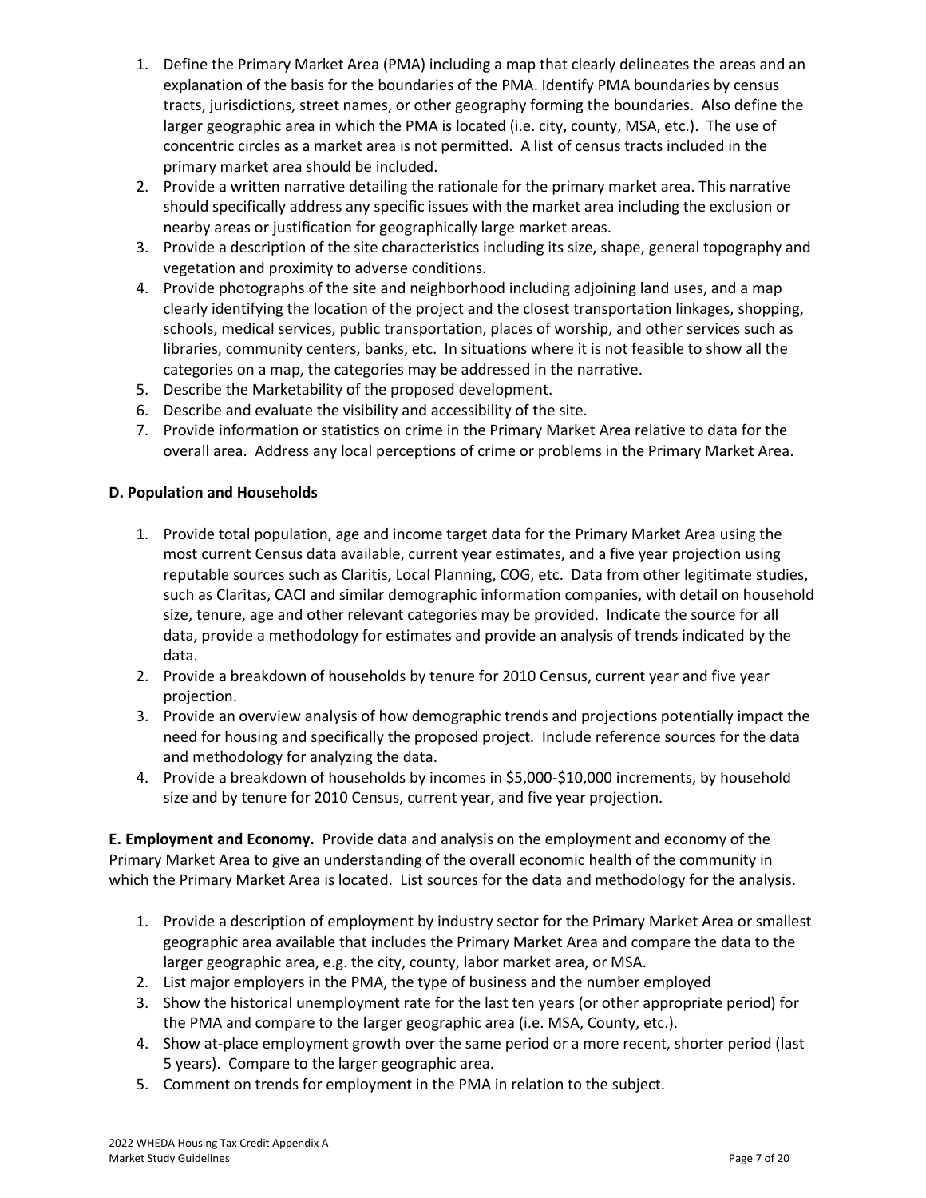1. Define the Primary Market Area (PMA) including a map that clearly delineates the areas and an explanation of the basis for the boundaries of the PMA. Identify PMA boundaries by census tracts, jurisdictions, street names, or other geography forming the boundaries. Also define the larger geographic area in which the PMA is located (i.e. city, county, MSA, etc.). The use of concentric circles as a market area is not permitted. A list of census tracts included in the primary market area should be included.
2. Provide a written narrative detailing the rationale for the primary market area. This narrative should specifically address any specific issues with the market area including the exclusion or nearby areas or justification for geographically large market areas.
3. Provide a description of the site characteristics including its size, shape, general topography and vegetation and proximity to adverse conditions.
4. Provide photographs of the site and neighborhood including adjoining land uses, and a map clearly identifying the location of the project and the closest transportation linkages, shopping, schools, medical services, public transportation, places of worship, and other services such as libraries, community centers, banks, etc. In situations where it is not feasible to show all the categories on a map, the categories may be addressed in the narrative.
5. Describe the Marketability of the proposed development.
6. Describe and evaluate the visibility and accessibility of the site.
7. Provide information or statistics on crime in the Primary Market Area relative to data for the overall area. Address any local perceptions of crime or problems in the Primary Market Area.

**D. Population and Households**

1. Provide total population, age and income target data for the Primary Market Area using the most current Census data available, current year estimates, and a five year projection using reputable sources such as Claritis, Local Planning, COG, etc. Data from other legitimate studies, such as Claritas, CACI and similar demographic information companies, with detail on household size, tenure, age and other relevant categories may be provided. Indicate the source for all data, provide a methodology for estimates and provide an analysis of trends indicated by the data.
2. Provide a breakdown of households by tenure for 2010 Census, current year and five year projection.
3. Provide an overview analysis of how demographic trends and projections potentially impact the need for housing and specifically the proposed project. Include reference sources for the data and methodology for analyzing the data.
4. Provide a breakdown of households by incomes in \$5,000-\$10,000 increments, by household size and by tenure for 2010 Census, current year, and five year projection.

**E. Employment and Economy.** Provide data and analysis on the employment and economy of the Primary Market Area to give an understanding of the overall economic health of the community in which the Primary Market Area is located. List sources for the data and methodology for the analysis.

1. Provide a description of employment by industry sector for the Primary Market Area or smallest geographic area available that includes the Primary Market Area and compare the data to the larger geographic area, e.g. the city, county, labor market area, or MSA.
2. List major employers in the PMA, the type of business and the number employed
3. Show the historical unemployment rate for the last ten years (or other appropriate period) for the PMA and compare to the larger geographic area (i.e. MSA, County, etc.).
4. Show at-place employment growth over the same period or a more recent, shorter period (last 5 years). Compare to the larger geographic area.
5. Comment on trends for employment in the PMA in relation to the subject.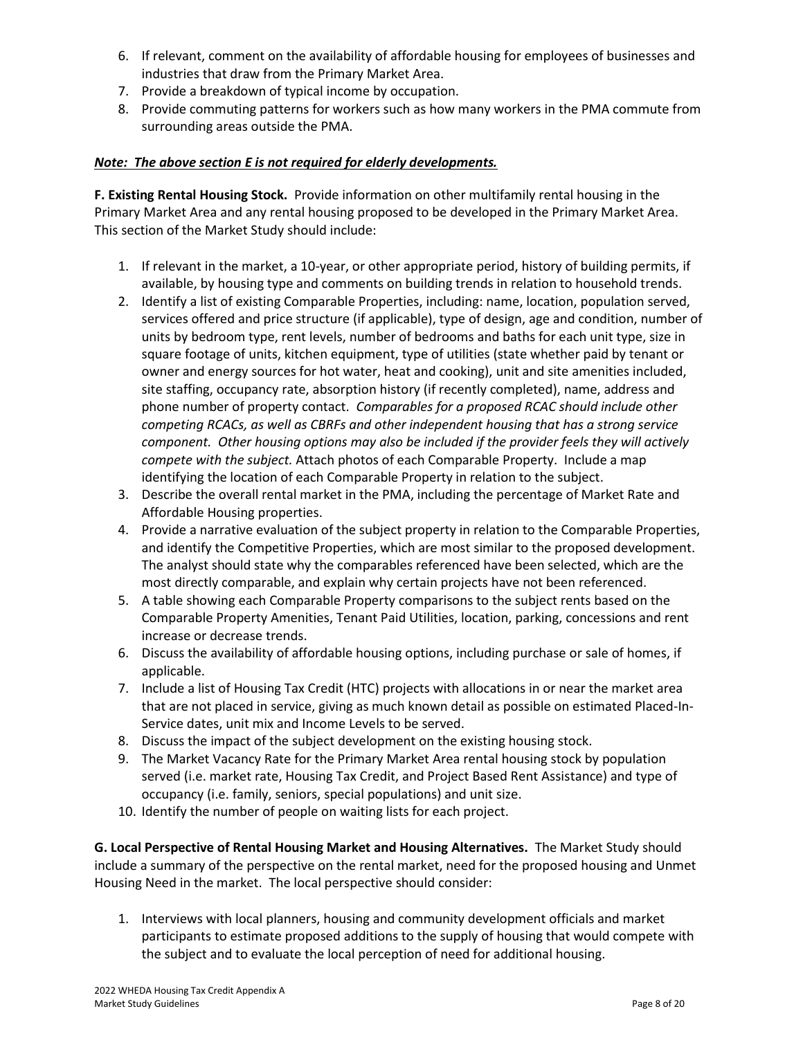6. If relevant, comment on the availability of affordable housing for employees of businesses and industries that draw from the Primary Market Area.
7. Provide a breakdown of typical income by occupation.
8. Provide commuting patterns for workers such as how many workers in the PMA commute from surrounding areas outside the PMA.

***Note: The above section E is not required for elderly developments.***

**F. Existing Rental Housing Stock.** Provide information on other multifamily rental housing in the Primary Market Area and any rental housing proposed to be developed in the Primary Market Area. This section of the Market Study should include:

1. If relevant in the market, a 10-year, or other appropriate period, history of building permits, if available, by housing type and comments on building trends in relation to household trends.
2. Identify a list of existing Comparable Properties, including: name, location, population served, services offered and price structure (if applicable), type of design, age and condition, number of units by bedroom type, rent levels, number of bedrooms and baths for each unit type, size in square footage of units, kitchen equipment, type of utilities (state whether paid by tenant or owner and energy sources for hot water, heat and cooking), unit and site amenities included, site staffing, occupancy rate, absorption history (if recently completed), name, address and phone number of property contact. *Comparables for a proposed RCAC should include other competing RCACs, as well as CBRFs and other independent housing that has a strong service component. Other housing options may also be included if the provider feels they will actively compete with the subject.* Attach photos of each Comparable Property. Include a map identifying the location of each Comparable Property in relation to the subject.
3. Describe the overall rental market in the PMA, including the percentage of Market Rate and Affordable Housing properties.
4. Provide a narrative evaluation of the subject property in relation to the Comparable Properties, and identify the Competitive Properties, which are most similar to the proposed development. The analyst should state why the comparables referenced have been selected, which are the most directly comparable, and explain why certain projects have not been referenced.
5. A table showing each Comparable Property comparisons to the subject rents based on the Comparable Property Amenities, Tenant Paid Utilities, location, parking, concessions and rent increase or decrease trends.
6. Discuss the availability of affordable housing options, including purchase or sale of homes, if applicable.
7. Include a list of Housing Tax Credit (HTC) projects with allocations in or near the market area that are not placed in service, giving as much known detail as possible on estimated Placed-In-Service dates, unit mix and Income Levels to be served.
8. Discuss the impact of the subject development on the existing housing stock.
9. The Market Vacancy Rate for the Primary Market Area rental housing stock by population served (i.e. market rate, Housing Tax Credit, and Project Based Rent Assistance) and type of occupancy (i.e. family, seniors, special populations) and unit size.
10. Identify the number of people on waiting lists for each project.

**G. Local Perspective of Rental Housing Market and Housing Alternatives.** The Market Study should include a summary of the perspective on the rental market, need for the proposed housing and Unmet Housing Need in the market. The local perspective should consider:

1. Interviews with local planners, housing and community development officials and market participants to estimate proposed additions to the supply of housing that would compete with the subject and to evaluate the local perception of need for additional housing.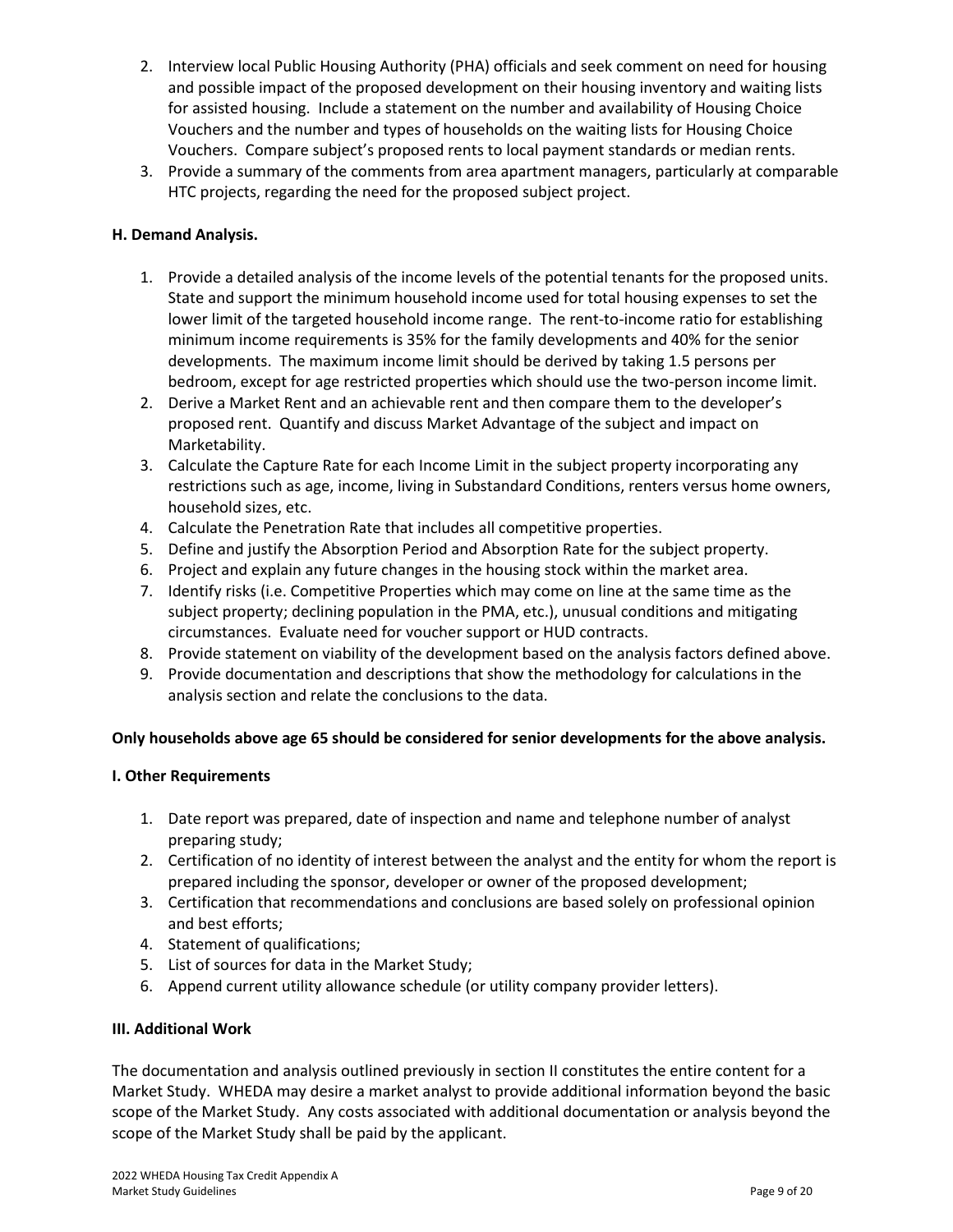2. Interview local Public Housing Authority (PHA) officials and seek comment on need for housing and possible impact of the proposed development on their housing inventory and waiting lists for assisted housing. Include a statement on the number and availability of Housing Choice Vouchers and the number and types of households on the waiting lists for Housing Choice Vouchers. Compare subject's proposed rents to local payment standards or median rents.
3. Provide a summary of the comments from area apartment managers, particularly at comparable HTC projects, regarding the need for the proposed subject project.

**H. Demand Analysis.**

1. Provide a detailed analysis of the income levels of the potential tenants for the proposed units. State and support the minimum household income used for total housing expenses to set the lower limit of the targeted household income range. The rent-to-income ratio for establishing minimum income requirements is 35% for the family developments and 40% for the senior developments. The maximum income limit should be derived by taking 1.5 persons per bedroom, except for age restricted properties which should use the two-person income limit.
2. Derive a Market Rent and an achievable rent and then compare them to the developer's proposed rent. Quantify and discuss Market Advantage of the subject and impact on Marketability.
3. Calculate the Capture Rate for each Income Limit in the subject property incorporating any restrictions such as age, income, living in Substandard Conditions, renters versus home owners, household sizes, etc.
4. Calculate the Penetration Rate that includes all competitive properties.
5. Define and justify the Absorption Period and Absorption Rate for the subject property.
6. Project and explain any future changes in the housing stock within the market area.
7. Identify risks (i.e. Competitive Properties which may come on line at the same time as the subject property; declining population in the PMA, etc.), unusual conditions and mitigating circumstances. Evaluate need for voucher support or HUD contracts.
8. Provide statement on viability of the development based on the analysis factors defined above.
9. Provide documentation and descriptions that show the methodology for calculations in the analysis section and relate the conclusions to the data.

**Only households above age 65 should be considered for senior developments for the above analysis.**

**I. Other Requirements**

1. Date report was prepared, date of inspection and name and telephone number of analyst preparing study;
2. Certification of no identity of interest between the analyst and the entity for whom the report is prepared including the sponsor, developer or owner of the proposed development;
3. Certification that recommendations and conclusions are based solely on professional opinion and best efforts;
4. Statement of qualifications;
5. List of sources for data in the Market Study;
6. Append current utility allowance schedule (or utility company provider letters).

**III. Additional Work**

The documentation and analysis outlined previously in section II constitutes the entire content for a Market Study. WHEDA may desire a market analyst to provide additional information beyond the basic scope of the Market Study. Any costs associated with additional documentation or analysis beyond the scope of the Market Study shall be paid by the applicant.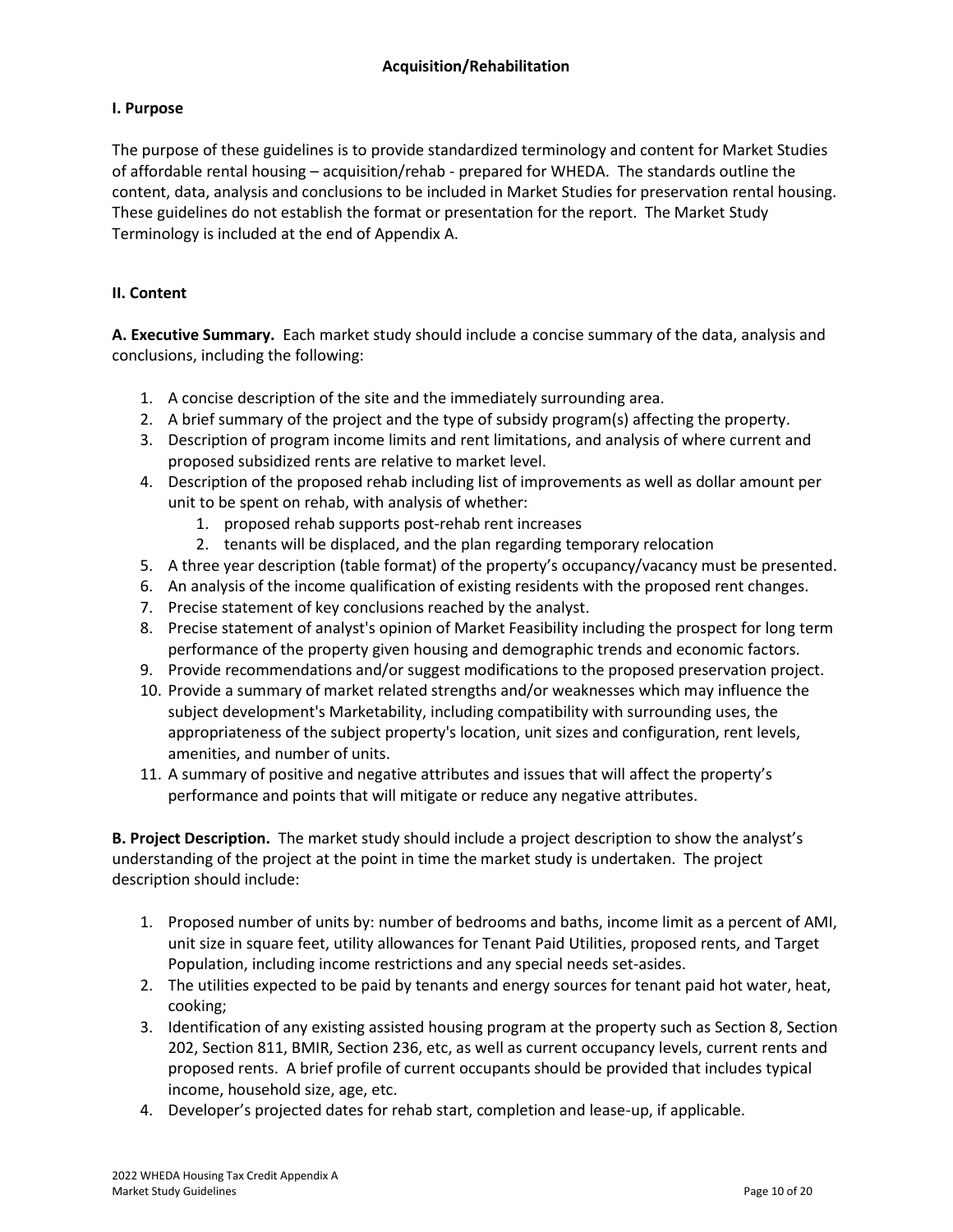## Acquisition/Rehabilitation

### I. Purpose

The purpose of these guidelines is to provide standardized terminology and content for Market Studies of affordable rental housing – acquisition/rehab - prepared for WHEDA. The standards outline the content, data, analysis and conclusions to be included in Market Studies for preservation rental housing. These guidelines do not establish the format or presentation for the report. The Market Study Terminology is included at the end of Appendix A.

### II. Content

**A. Executive Summary.** Each market study should include a concise summary of the data, analysis and conclusions, including the following:

1. A concise description of the site and the immediately surrounding area.
2. A brief summary of the project and the type of subsidy program(s) affecting the property.
3. Description of program income limits and rent limitations, and analysis of where current and proposed subsidized rents are relative to market level.
4. Description of the proposed rehab including list of improvements as well as dollar amount per unit to be spent on rehab, with analysis of whether:
   1. proposed rehab supports post-rehab rent increases
   2. tenants will be displaced, and the plan regarding temporary relocation
5. A three year description (table format) of the property's occupancy/vacancy must be presented.
6. An analysis of the income qualification of existing residents with the proposed rent changes.
7. Precise statement of key conclusions reached by the analyst.
8. Precise statement of analyst's opinion of Market Feasibility including the prospect for long term performance of the property given housing and demographic trends and economic factors.
9. Provide recommendations and/or suggest modifications to the proposed preservation project.
10. Provide a summary of market related strengths and/or weaknesses which may influence the subject development's Marketability, including compatibility with surrounding uses, the appropriateness of the subject property's location, unit sizes and configuration, rent levels, amenities, and number of units.
11. A summary of positive and negative attributes and issues that will affect the property's performance and points that will mitigate or reduce any negative attributes.

**B. Project Description.** The market study should include a project description to show the analyst's understanding of the project at the point in time the market study is undertaken. The project description should include:

1. Proposed number of units by: number of bedrooms and baths, income limit as a percent of AMI, unit size in square feet, utility allowances for Tenant Paid Utilities, proposed rents, and Target Population, including income restrictions and any special needs set-asides.
2. The utilities expected to be paid by tenants and energy sources for tenant paid hot water, heat, cooking;
3. Identification of any existing assisted housing program at the property such as Section 8, Section 202, Section 811, BMIR, Section 236, etc, as well as current occupancy levels, current rents and proposed rents. A brief profile of current occupants should be provided that includes typical income, household size, age, etc.
4. Developer's projected dates for rehab start, completion and lease-up, if applicable.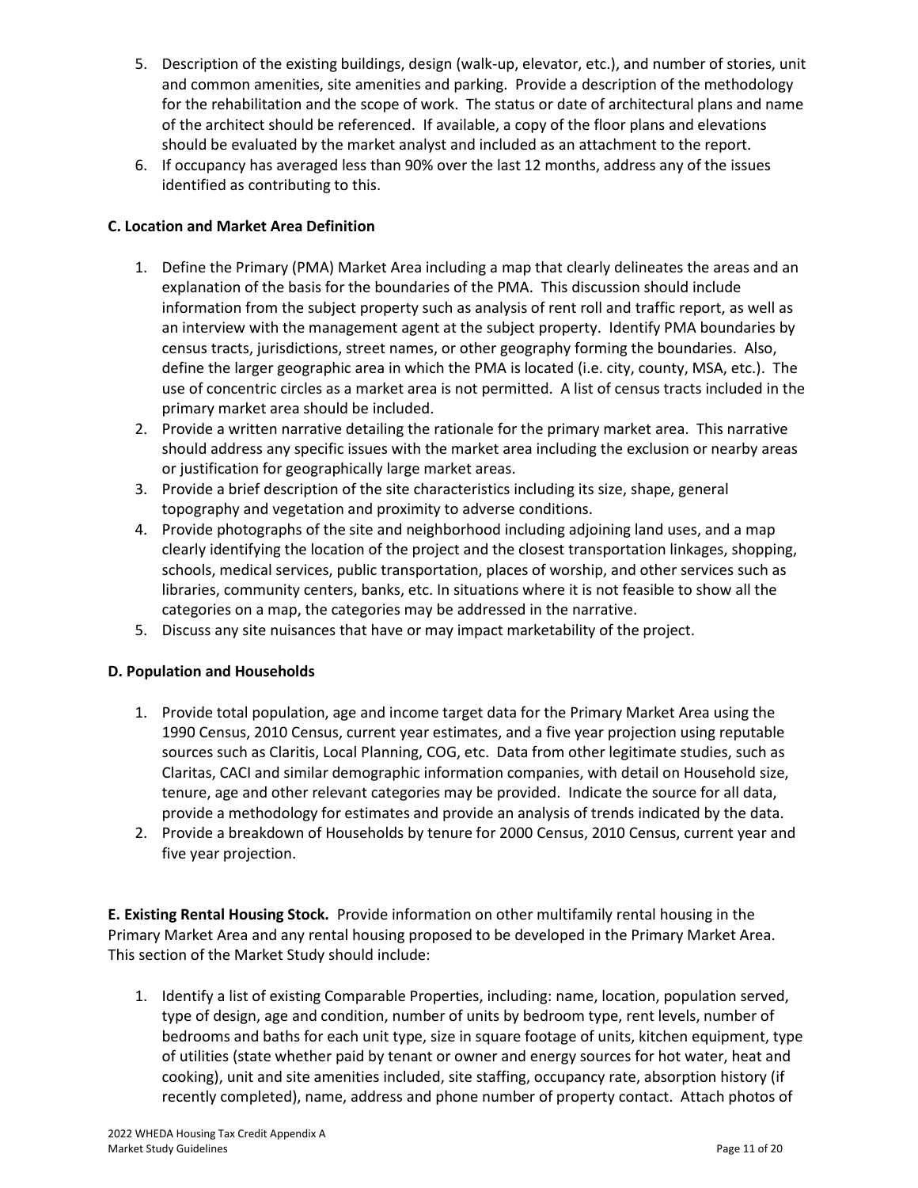5. Description of the existing buildings, design (walk-up, elevator, etc.), and number of stories, unit and common amenities, site amenities and parking. Provide a description of the methodology for the rehabilitation and the scope of work. The status or date of architectural plans and name of the architect should be referenced. If available, a copy of the floor plans and elevations should be evaluated by the market analyst and included as an attachment to the report.
6. If occupancy has averaged less than 90% over the last 12 months, address any of the issues identified as contributing to this.

**C. Location and Market Area Definition**

1. Define the Primary (PMA) Market Area including a map that clearly delineates the areas and an explanation of the basis for the boundaries of the PMA. This discussion should include information from the subject property such as analysis of rent roll and traffic report, as well as an interview with the management agent at the subject property. Identify PMA boundaries by census tracts, jurisdictions, street names, or other geography forming the boundaries. Also, define the larger geographic area in which the PMA is located (i.e. city, county, MSA, etc.). The use of concentric circles as a market area is not permitted. A list of census tracts included in the primary market area should be included.
2. Provide a written narrative detailing the rationale for the primary market area. This narrative should address any specific issues with the market area including the exclusion or nearby areas or justification for geographically large market areas.
3. Provide a brief description of the site characteristics including its size, shape, general topography and vegetation and proximity to adverse conditions.
4. Provide photographs of the site and neighborhood including adjoining land uses, and a map clearly identifying the location of the project and the closest transportation linkages, shopping, schools, medical services, public transportation, places of worship, and other services such as libraries, community centers, banks, etc. In situations where it is not feasible to show all the categories on a map, the categories may be addressed in the narrative.
5. Discuss any site nuisances that have or may impact marketability of the project.

**D. Population and Households**

1. Provide total population, age and income target data for the Primary Market Area using the 1990 Census, 2010 Census, current year estimates, and a five year projection using reputable sources such as Claritis, Local Planning, COG, etc. Data from other legitimate studies, such as Claritas, CACI and similar demographic information companies, with detail on Household size, tenure, age and other relevant categories may be provided. Indicate the source for all data, provide a methodology for estimates and provide an analysis of trends indicated by the data.
2. Provide a breakdown of Households by tenure for 2000 Census, 2010 Census, current year and five year projection.

**E. Existing Rental Housing Stock.** Provide information on other multifamily rental housing in the Primary Market Area and any rental housing proposed to be developed in the Primary Market Area. This section of the Market Study should include:

1. Identify a list of existing Comparable Properties, including: name, location, population served, type of design, age and condition, number of units by bedroom type, rent levels, number of bedrooms and baths for each unit type, size in square footage of units, kitchen equipment, type of utilities (state whether paid by tenant or owner and energy sources for hot water, heat and cooking), unit and site amenities included, site staffing, occupancy rate, absorption history (if recently completed), name, address and phone number of property contact. Attach photos of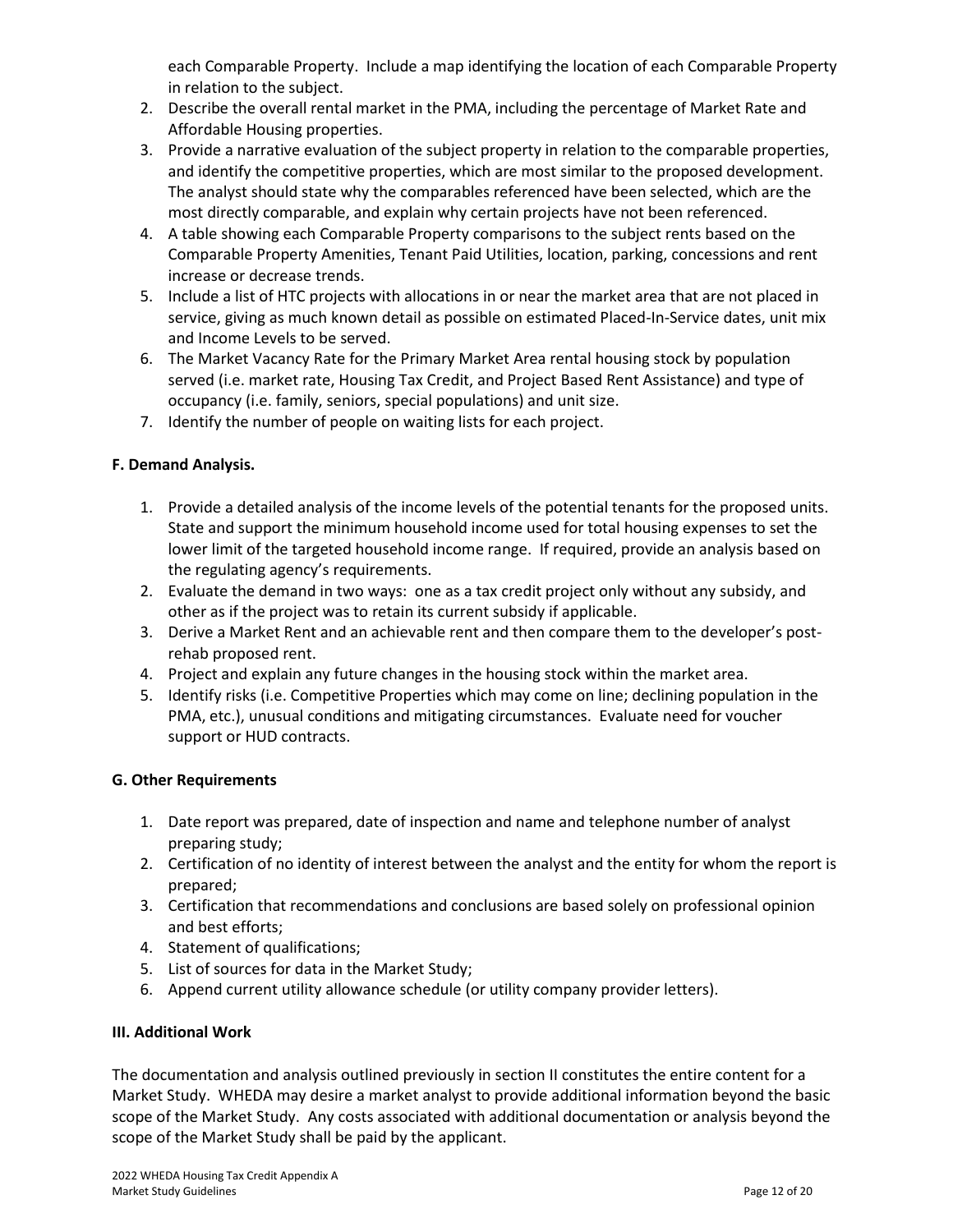each Comparable Property. Include a map identifying the location of each Comparable Property in relation to the subject.

2. Describe the overall rental market in the PMA, including the percentage of Market Rate and Affordable Housing properties.
3. Provide a narrative evaluation of the subject property in relation to the comparable properties, and identify the competitive properties, which are most similar to the proposed development. The analyst should state why the comparables referenced have been selected, which are the most directly comparable, and explain why certain projects have not been referenced.
4. A table showing each Comparable Property comparisons to the subject rents based on the Comparable Property Amenities, Tenant Paid Utilities, location, parking, concessions and rent increase or decrease trends.
5. Include a list of HTC projects with allocations in or near the market area that are not placed in service, giving as much known detail as possible on estimated Placed-In-Service dates, unit mix and Income Levels to be served.
6. The Market Vacancy Rate for the Primary Market Area rental housing stock by population served (i.e. market rate, Housing Tax Credit, and Project Based Rent Assistance) and type of occupancy (i.e. family, seniors, special populations) and unit size.
7. Identify the number of people on waiting lists for each project.

**F. Demand Analysis.**

1. Provide a detailed analysis of the income levels of the potential tenants for the proposed units. State and support the minimum household income used for total housing expenses to set the lower limit of the targeted household income range. If required, provide an analysis based on the regulating agency's requirements.
2. Evaluate the demand in two ways: one as a tax credit project only without any subsidy, and other as if the project was to retain its current subsidy if applicable.
3. Derive a Market Rent and an achievable rent and then compare them to the developer's post-rehab proposed rent.
4. Project and explain any future changes in the housing stock within the market area.
5. Identify risks (i.e. Competitive Properties which may come on line; declining population in the PMA, etc.), unusual conditions and mitigating circumstances. Evaluate need for voucher support or HUD contracts.

**G. Other Requirements**

1. Date report was prepared, date of inspection and name and telephone number of analyst preparing study;
2. Certification of no identity of interest between the analyst and the entity for whom the report is prepared;
3. Certification that recommendations and conclusions are based solely on professional opinion and best efforts;
4. Statement of qualifications;
5. List of sources for data in the Market Study;
6. Append current utility allowance schedule (or utility company provider letters).

**III. Additional Work**

The documentation and analysis outlined previously in section II constitutes the entire content for a Market Study. WHEDA may desire a market analyst to provide additional information beyond the basic scope of the Market Study. Any costs associated with additional documentation or analysis beyond the scope of the Market Study shall be paid by the applicant.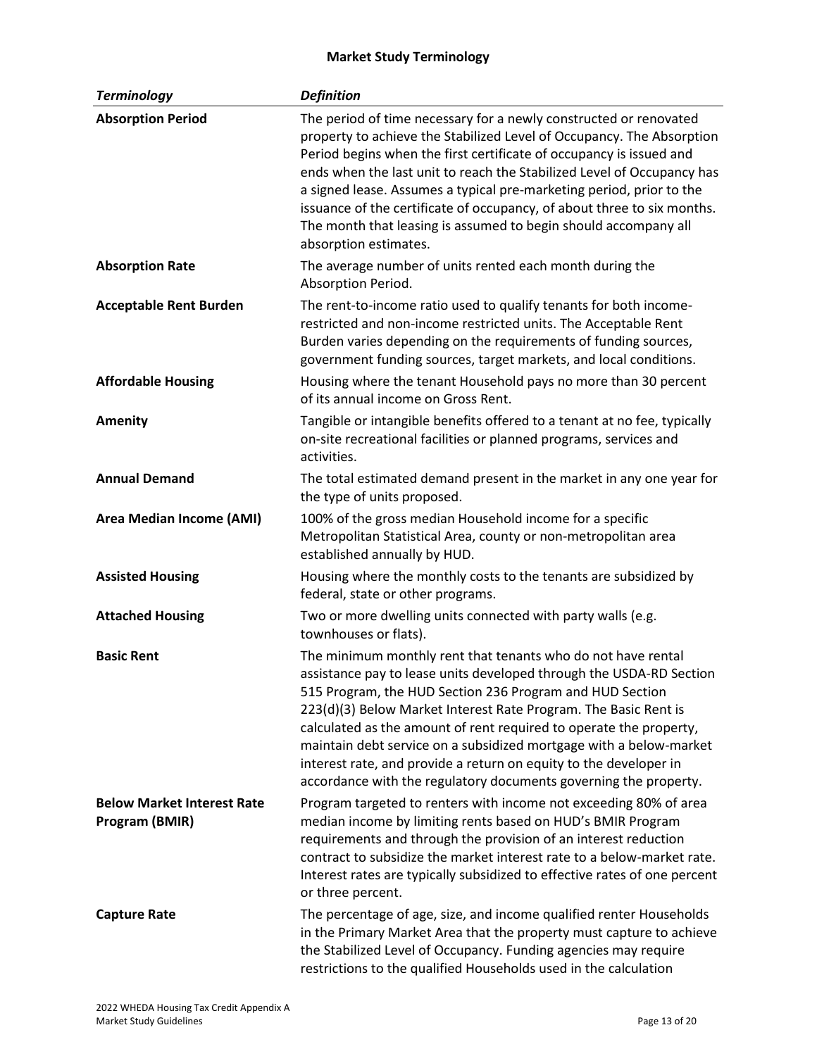## Market Study Terminology

| *Terminology* | *Definition* |
|---|---|
| **Absorption Period** | The period of time necessary for a newly constructed or renovated property to achieve the Stabilized Level of Occupancy. The Absorption Period begins when the first certificate of occupancy is issued and ends when the last unit to reach the Stabilized Level of Occupancy has a signed lease. Assumes a typical pre-marketing period, prior to the issuance of the certificate of occupancy, of about three to six months. The month that leasing is assumed to begin should accompany all absorption estimates. |
| **Absorption Rate** | The average number of units rented each month during the Absorption Period. |
| **Acceptable Rent Burden** | The rent-to-income ratio used to qualify tenants for both income-restricted and non-income restricted units. The Acceptable Rent Burden varies depending on the requirements of funding sources, government funding sources, target markets, and local conditions. |
| **Affordable Housing** | Housing where the tenant Household pays no more than 30 percent of its annual income on Gross Rent. |
| **Amenity** | Tangible or intangible benefits offered to a tenant at no fee, typically on-site recreational facilities or planned programs, services and activities. |
| **Annual Demand** | The total estimated demand present in the market in any one year for the type of units proposed. |
| **Area Median Income (AMI)** | 100% of the gross median Household income for a specific Metropolitan Statistical Area, county or non-metropolitan area established annually by HUD. |
| **Assisted Housing** | Housing where the monthly costs to the tenants are subsidized by federal, state or other programs. |
| **Attached Housing** | Two or more dwelling units connected with party walls (e.g. townhouses or flats). |
| **Basic Rent** | The minimum monthly rent that tenants who do not have rental assistance pay to lease units developed through the USDA-RD Section 515 Program, the HUD Section 236 Program and HUD Section 223(d)(3) Below Market Interest Rate Program. The Basic Rent is calculated as the amount of rent required to operate the property, maintain debt service on a subsidized mortgage with a below-market interest rate, and provide a return on equity to the developer in accordance with the regulatory documents governing the property. |
| **Below Market Interest Rate Program (BMIR)** | Program targeted to renters with income not exceeding 80% of area median income by limiting rents based on HUD's BMIR Program requirements and through the provision of an interest reduction contract to subsidize the market interest rate to a below-market rate. Interest rates are typically subsidized to effective rates of one percent or three percent. |
| **Capture Rate** | The percentage of age, size, and income qualified renter Households in the Primary Market Area that the property must capture to achieve the Stabilized Level of Occupancy. Funding agencies may require restrictions to the qualified Households used in the calculation |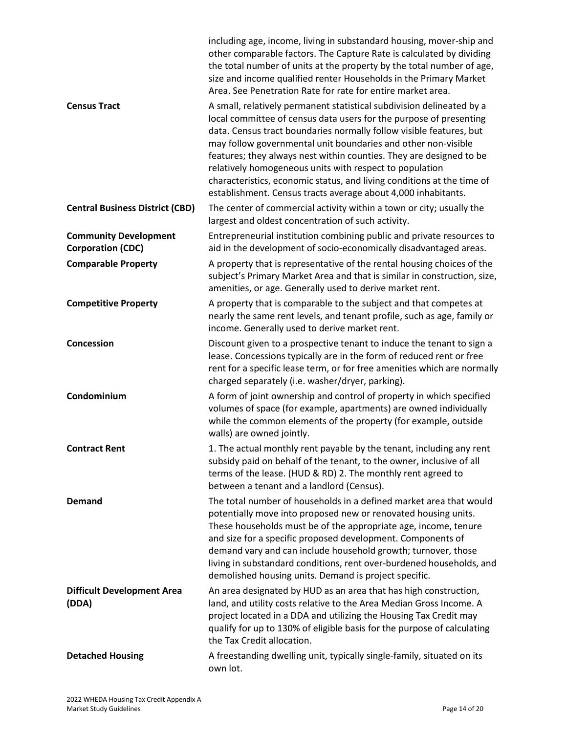| | |
|---|---|
| | including age, income, living in substandard housing, mover-ship and other comparable factors. The Capture Rate is calculated by dividing the total number of units at the property by the total number of age, size and income qualified renter Households in the Primary Market Area. See Penetration Rate for rate for entire market area. |
| **Census Tract** | A small, relatively permanent statistical subdivision delineated by a local committee of census data users for the purpose of presenting data. Census tract boundaries normally follow visible features, but may follow governmental unit boundaries and other non-visible features; they always nest within counties. They are designed to be relatively homogeneous units with respect to population characteristics, economic status, and living conditions at the time of establishment. Census tracts average about 4,000 inhabitants. |
| **Central Business District (CBD)** | The center of commercial activity within a town or city; usually the largest and oldest concentration of such activity. |
| **Community Development Corporation (CDC)** | Entrepreneurial institution combining public and private resources to aid in the development of socio-economically disadvantaged areas. |
| **Comparable Property** | A property that is representative of the rental housing choices of the subject's Primary Market Area and that is similar in construction, size, amenities, or age. Generally used to derive market rent. |
| **Competitive Property** | A property that is comparable to the subject and that competes at nearly the same rent levels, and tenant profile, such as age, family or income. Generally used to derive market rent. |
| **Concession** | Discount given to a prospective tenant to induce the tenant to sign a lease. Concessions typically are in the form of reduced rent or free rent for a specific lease term, or for free amenities which are normally charged separately (i.e. washer/dryer, parking). |
| **Condominium** | A form of joint ownership and control of property in which specified volumes of space (for example, apartments) are owned individually while the common elements of the property (for example, outside walls) are owned jointly. |
| **Contract Rent** | 1. The actual monthly rent payable by the tenant, including any rent subsidy paid on behalf of the tenant, to the owner, inclusive of all terms of the lease. (HUD & RD) 2. The monthly rent agreed to between a tenant and a landlord (Census). |
| **Demand** | The total number of households in a defined market area that would potentially move into proposed new or renovated housing units. These households must be of the appropriate age, income, tenure and size for a specific proposed development. Components of demand vary and can include household growth; turnover, those living in substandard conditions, rent over-burdened households, and demolished housing units. Demand is project specific. |
| **Difficult Development Area (DDA)** | An area designated by HUD as an area that has high construction, land, and utility costs relative to the Area Median Gross Income. A project located in a DDA and utilizing the Housing Tax Credit may qualify for up to 130% of eligible basis for the purpose of calculating the Tax Credit allocation. |
| **Detached Housing** | A freestanding dwelling unit, typically single-family, situated on its own lot. |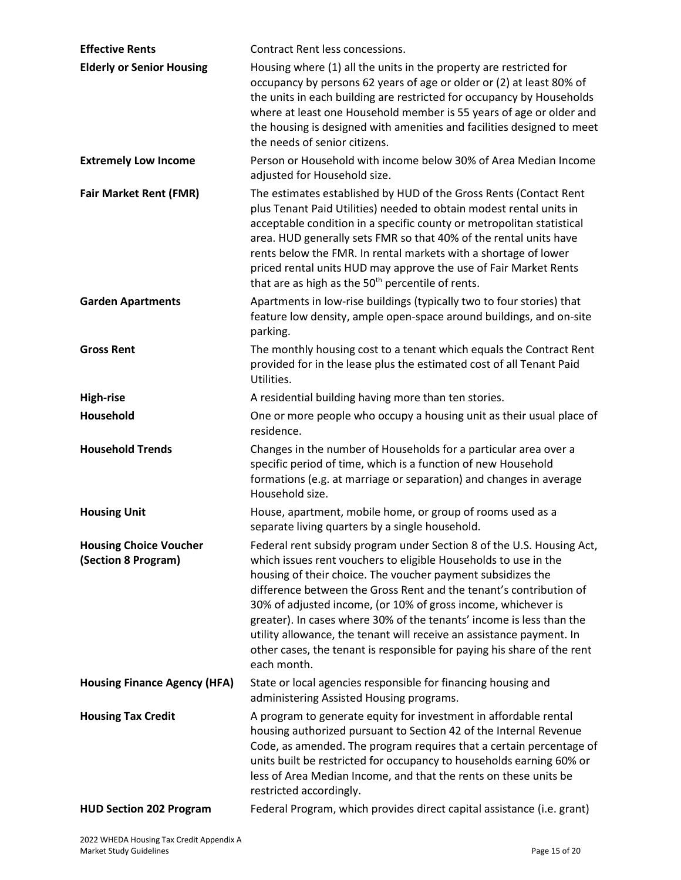**Effective Rents** Contract Rent less concessions.

**Elderly or Senior Housing** Housing where (1) all the units in the property are restricted for occupancy by persons 62 years of age or older or (2) at least 80% of the units in each building are restricted for occupancy by Households where at least one Household member is 55 years of age or older and the housing is designed with amenities and facilities designed to meet the needs of senior citizens.

**Extremely Low Income** Person or Household with income below 30% of Area Median Income adjusted for Household size.

**Fair Market Rent (FMR)** The estimates established by HUD of the Gross Rents (Contact Rent plus Tenant Paid Utilities) needed to obtain modest rental units in acceptable condition in a specific county or metropolitan statistical area. HUD generally sets FMR so that 40% of the rental units have rents below the FMR. In rental markets with a shortage of lower priced rental units HUD may approve the use of Fair Market Rents that are as high as the 50th percentile of rents.

**Garden Apartments** Apartments in low-rise buildings (typically two to four stories) that feature low density, ample open-space around buildings, and on-site parking.

**Gross Rent** The monthly housing cost to a tenant which equals the Contract Rent provided for in the lease plus the estimated cost of all Tenant Paid Utilities.

**High-rise** A residential building having more than ten stories.

**Household** One or more people who occupy a housing unit as their usual place of residence.

**Household Trends** Changes in the number of Households for a particular area over a specific period of time, which is a function of new Household formations (e.g. at marriage or separation) and changes in average Household size.

**Housing Unit** House, apartment, mobile home, or group of rooms used as a separate living quarters by a single household.

**Housing Choice Voucher (Section 8 Program)** Federal rent subsidy program under Section 8 of the U.S. Housing Act, which issues rent vouchers to eligible Households to use in the housing of their choice. The voucher payment subsidizes the difference between the Gross Rent and the tenant's contribution of 30% of adjusted income, (or 10% of gross income, whichever is greater). In cases where 30% of the tenants' income is less than the utility allowance, the tenant will receive an assistance payment. In other cases, the tenant is responsible for paying his share of the rent each month.

**Housing Finance Agency (HFA)** State or local agencies responsible for financing housing and administering Assisted Housing programs.

**Housing Tax Credit** A program to generate equity for investment in affordable rental housing authorized pursuant to Section 42 of the Internal Revenue Code, as amended. The program requires that a certain percentage of units built be restricted for occupancy to households earning 60% or less of Area Median Income, and that the rents on these units be restricted accordingly.

**HUD Section 202 Program** Federal Program, which provides direct capital assistance (i.e. grant)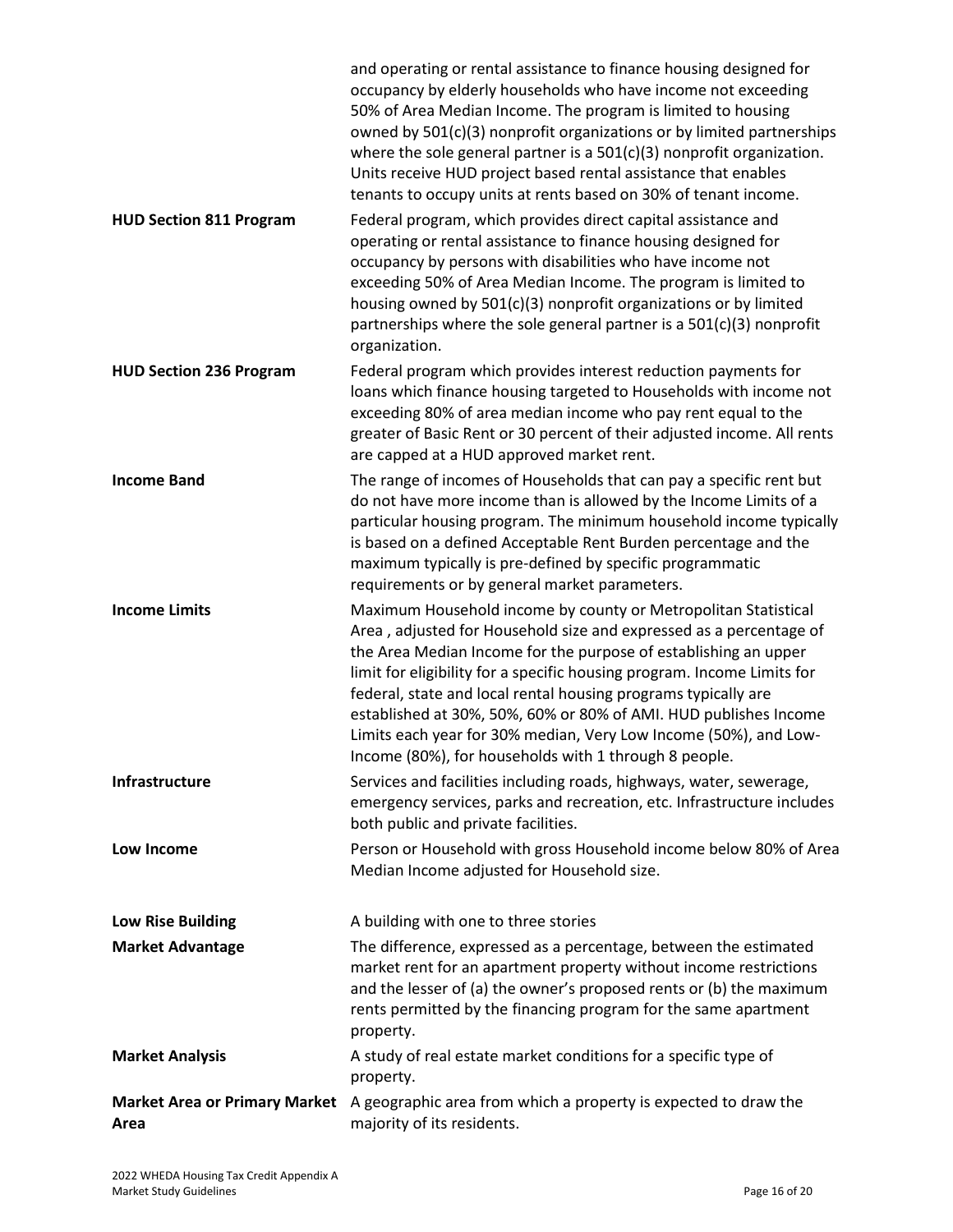| | |
|---|---|
| | and operating or rental assistance to finance housing designed for occupancy by elderly households who have income not exceeding 50% of Area Median Income. The program is limited to housing owned by 501(c)(3) nonprofit organizations or by limited partnerships where the sole general partner is a 501(c)(3) nonprofit organization. Units receive HUD project based rental assistance that enables tenants to occupy units at rents based on 30% of tenant income. |
| **HUD Section 811 Program** | Federal program, which provides direct capital assistance and operating or rental assistance to finance housing designed for occupancy by persons with disabilities who have income not exceeding 50% of Area Median Income. The program is limited to housing owned by 501(c)(3) nonprofit organizations or by limited partnerships where the sole general partner is a 501(c)(3) nonprofit organization. |
| **HUD Section 236 Program** | Federal program which provides interest reduction payments for loans which finance housing targeted to Households with income not exceeding 80% of area median income who pay rent equal to the greater of Basic Rent or 30 percent of their adjusted income. All rents are capped at a HUD approved market rent. |
| **Income Band** | The range of incomes of Households that can pay a specific rent but do not have more income than is allowed by the Income Limits of a particular housing program. The minimum household income typically is based on a defined Acceptable Rent Burden percentage and the maximum typically is pre-defined by specific programmatic requirements or by general market parameters. |
| **Income Limits** | Maximum Household income by county or Metropolitan Statistical Area , adjusted for Household size and expressed as a percentage of the Area Median Income for the purpose of establishing an upper limit for eligibility for a specific housing program. Income Limits for federal, state and local rental housing programs typically are established at 30%, 50%, 60% or 80% of AMI. HUD publishes Income Limits each year for 30% median, Very Low Income (50%), and Low-Income (80%), for households with 1 through 8 people. |
| **Infrastructure** | Services and facilities including roads, highways, water, sewerage, emergency services, parks and recreation, etc. Infrastructure includes both public and private facilities. |
| **Low Income** | Person or Household with gross Household income below 80% of Area Median Income adjusted for Household size. |
| **Low Rise Building** | A building with one to three stories |
| **Market Advantage** | The difference, expressed as a percentage, between the estimated market rent for an apartment property without income restrictions and the lesser of (a) the owner's proposed rents or (b) the maximum rents permitted by the financing program for the same apartment property. |
| **Market Analysis** | A study of real estate market conditions for a specific type of property. |
| **Market Area or Primary Market Area** | A geographic area from which a property is expected to draw the majority of its residents. |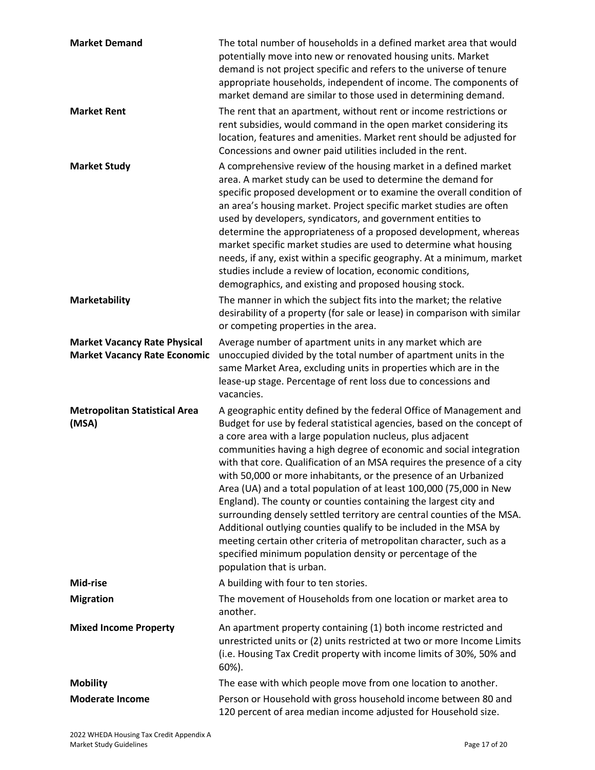**Market Demand** — The total number of households in a defined market area that would potentially move into new or renovated housing units. Market demand is not project specific and refers to the universe of tenure appropriate households, independent of income. The components of market demand are similar to those used in determining demand.

**Market Rent** — The rent that an apartment, without rent or income restrictions or rent subsidies, would command in the open market considering its location, features and amenities. Market rent should be adjusted for Concessions and owner paid utilities included in the rent.

**Market Study** — A comprehensive review of the housing market in a defined market area. A market study can be used to determine the demand for specific proposed development or to examine the overall condition of an area's housing market. Project specific market studies are often used by developers, syndicators, and government entities to determine the appropriateness of a proposed development, whereas market specific market studies are used to determine what housing needs, if any, exist within a specific geography. At a minimum, market studies include a review of location, economic conditions, demographics, and existing and proposed housing stock.

**Marketability** — The manner in which the subject fits into the market; the relative desirability of a property (for sale or lease) in comparison with similar or competing properties in the area.

**Market Vacancy Rate Physical**
**Market Vacancy Rate Economic** — Average number of apartment units in any market which are unoccupied divided by the total number of apartment units in the same Market Area, excluding units in properties which are in the lease-up stage. Percentage of rent loss due to concessions and vacancies.

**Metropolitan Statistical Area (MSA)** — A geographic entity defined by the federal Office of Management and Budget for use by federal statistical agencies, based on the concept of a core area with a large population nucleus, plus adjacent communities having a high degree of economic and social integration with that core. Qualification of an MSA requires the presence of a city with 50,000 or more inhabitants, or the presence of an Urbanized Area (UA) and a total population of at least 100,000 (75,000 in New England). The county or counties containing the largest city and surrounding densely settled territory are central counties of the MSA. Additional outlying counties qualify to be included in the MSA by meeting certain other criteria of metropolitan character, such as a specified minimum population density or percentage of the population that is urban.

**Mid-rise** — A building with four to ten stories.

**Migration** — The movement of Households from one location or market area to another.

**Mixed Income Property** — An apartment property containing (1) both income restricted and unrestricted units or (2) units restricted at two or more Income Limits (i.e. Housing Tax Credit property with income limits of 30%, 50% and 60%).

**Mobility** — The ease with which people move from one location to another.

**Moderate Income** — Person or Household with gross household income between 80 and 120 percent of area median income adjusted for Household size.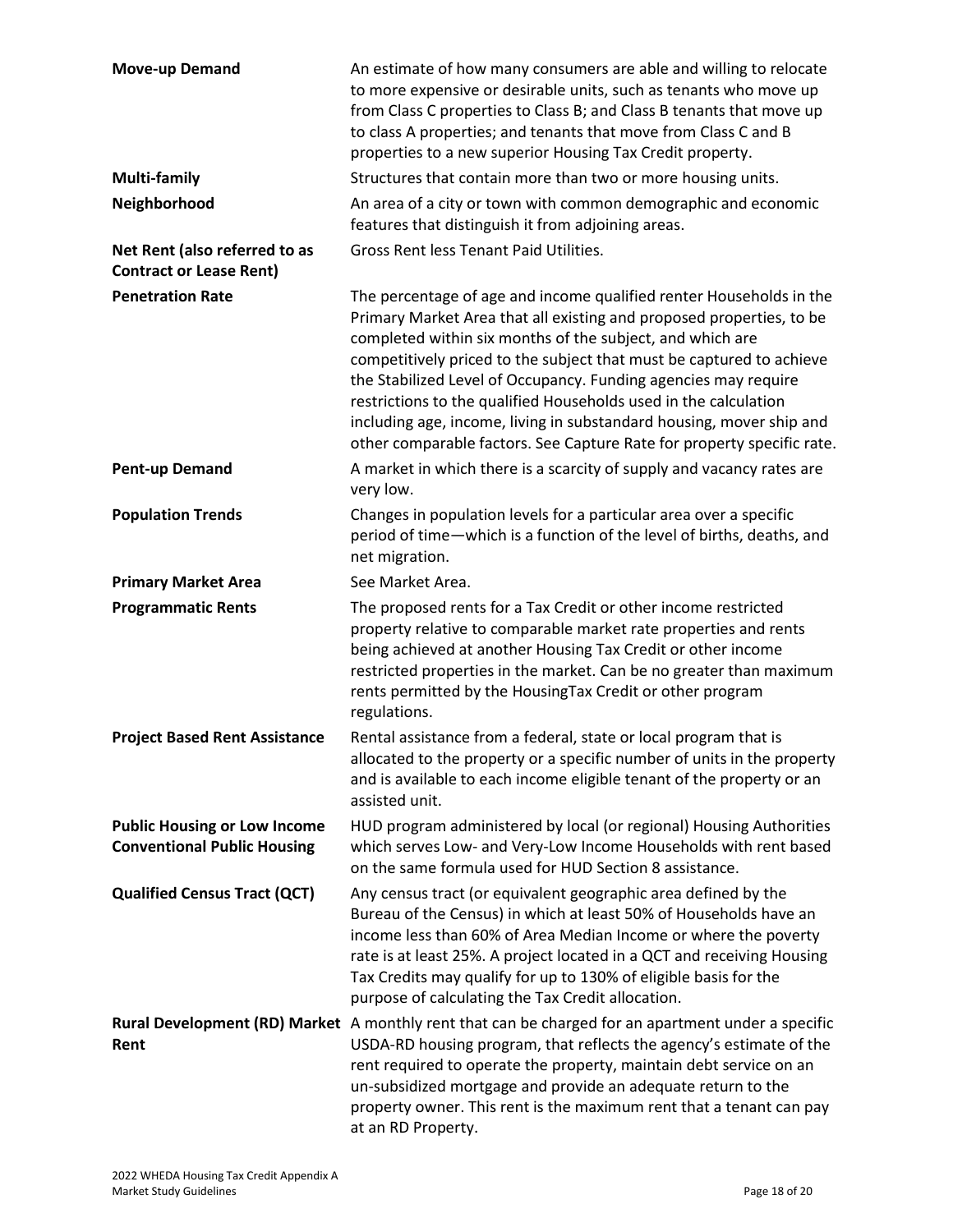| | |
|---|---|
| **Move-up Demand** | An estimate of how many consumers are able and willing to relocate to more expensive or desirable units, such as tenants who move up from Class C properties to Class B; and Class B tenants that move up to class A properties; and tenants that move from Class C and B properties to a new superior Housing Tax Credit property. |
| **Multi-family** | Structures that contain more than two or more housing units. |
| **Neighborhood** | An area of a city or town with common demographic and economic features that distinguish it from adjoining areas. |
| **Net Rent (also referred to as Contract or Lease Rent)** | Gross Rent less Tenant Paid Utilities. |
| **Penetration Rate** | The percentage of age and income qualified renter Households in the Primary Market Area that all existing and proposed properties, to be completed within six months of the subject, and which are competitively priced to the subject that must be captured to achieve the Stabilized Level of Occupancy. Funding agencies may require restrictions to the qualified Households used in the calculation including age, income, living in substandard housing, mover ship and other comparable factors. See Capture Rate for property specific rate. |
| **Pent-up Demand** | A market in which there is a scarcity of supply and vacancy rates are very low. |
| **Population Trends** | Changes in population levels for a particular area over a specific period of time—which is a function of the level of births, deaths, and net migration. |
| **Primary Market Area** | See Market Area. |
| **Programmatic Rents** | The proposed rents for a Tax Credit or other income restricted property relative to comparable market rate properties and rents being achieved at another Housing Tax Credit or other income restricted properties in the market. Can be no greater than maximum rents permitted by the HousingTax Credit or other program regulations. |
| **Project Based Rent Assistance** | Rental assistance from a federal, state or local program that is allocated to the property or a specific number of units in the property and is available to each income eligible tenant of the property or an assisted unit. |
| **Public Housing or Low Income Conventional Public Housing** | HUD program administered by local (or regional) Housing Authorities which serves Low- and Very-Low Income Households with rent based on the same formula used for HUD Section 8 assistance. |
| **Qualified Census Tract (QCT)** | Any census tract (or equivalent geographic area defined by the Bureau of the Census) in which at least 50% of Households have an income less than 60% of Area Median Income or where the poverty rate is at least 25%. A project located in a QCT and receiving Housing Tax Credits may qualify for up to 130% of eligible basis for the purpose of calculating the Tax Credit allocation. |
| **Rural Development (RD) Market Rent** | A monthly rent that can be charged for an apartment under a specific USDA-RD housing program, that reflects the agency's estimate of the rent required to operate the property, maintain debt service on an un-subsidized mortgage and provide an adequate return to the property owner. This rent is the maximum rent that a tenant can pay at an RD Property. |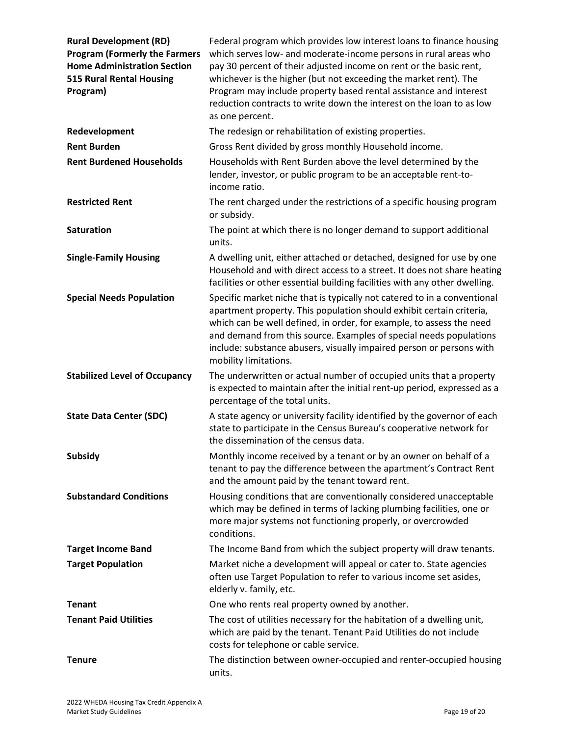| | |
|---|---|
| **Rural Development (RD) Program (Formerly the Farmers Home Administration Section 515 Rural Rental Housing Program)** | Federal program which provides low interest loans to finance housing which serves low- and moderate-income persons in rural areas who pay 30 percent of their adjusted income on rent or the basic rent, whichever is the higher (but not exceeding the market rent). The Program may include property based rental assistance and interest reduction contracts to write down the interest on the loan to as low as one percent. |
| **Redevelopment** | The redesign or rehabilitation of existing properties. |
| **Rent Burden** | Gross Rent divided by gross monthly Household income. |
| **Rent Burdened Households** | Households with Rent Burden above the level determined by the lender, investor, or public program to be an acceptable rent-to-income ratio. |
| **Restricted Rent** | The rent charged under the restrictions of a specific housing program or subsidy. |
| **Saturation** | The point at which there is no longer demand to support additional units. |
| **Single-Family Housing** | A dwelling unit, either attached or detached, designed for use by one Household and with direct access to a street. It does not share heating facilities or other essential building facilities with any other dwelling. |
| **Special Needs Population** | Specific market niche that is typically not catered to in a conventional apartment property. This population should exhibit certain criteria, which can be well defined, in order, for example, to assess the need and demand from this source. Examples of special needs populations include: substance abusers, visually impaired person or persons with mobility limitations. |
| **Stabilized Level of Occupancy** | The underwritten or actual number of occupied units that a property is expected to maintain after the initial rent-up period, expressed as a percentage of the total units. |
| **State Data Center (SDC)** | A state agency or university facility identified by the governor of each state to participate in the Census Bureau's cooperative network for the dissemination of the census data. |
| **Subsidy** | Monthly income received by a tenant or by an owner on behalf of a tenant to pay the difference between the apartment's Contract Rent and the amount paid by the tenant toward rent. |
| **Substandard Conditions** | Housing conditions that are conventionally considered unacceptable which may be defined in terms of lacking plumbing facilities, one or more major systems not functioning properly, or overcrowded conditions. |
| **Target Income Band** | The Income Band from which the subject property will draw tenants. |
| **Target Population** | Market niche a development will appeal or cater to. State agencies often use Target Population to refer to various income set asides, elderly v. family, etc. |
| **Tenant** | One who rents real property owned by another. |
| **Tenant Paid Utilities** | The cost of utilities necessary for the habitation of a dwelling unit, which are paid by the tenant. Tenant Paid Utilities do not include costs for telephone or cable service. |
| **Tenure** | The distinction between owner-occupied and renter-occupied housing units. |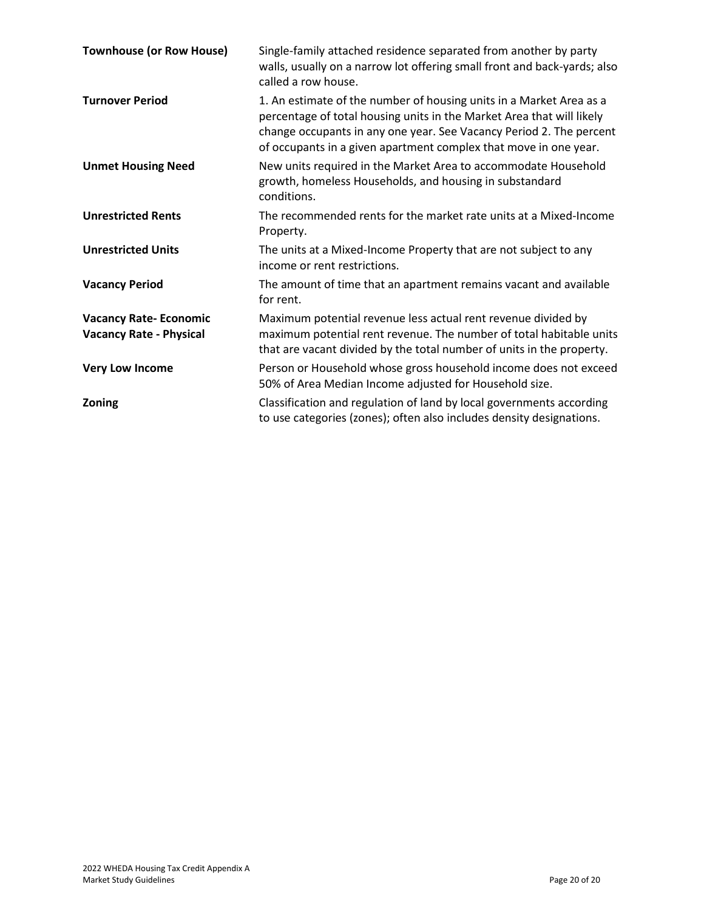| | |
|---|---|
| **Townhouse (or Row House)** | Single-family attached residence separated from another by party walls, usually on a narrow lot offering small front and back-yards; also called a row house. |
| **Turnover Period** | 1. An estimate of the number of housing units in a Market Area as a percentage of total housing units in the Market Area that will likely change occupants in any one year. See Vacancy Period 2. The percent of occupants in a given apartment complex that move in one year. |
| **Unmet Housing Need** | New units required in the Market Area to accommodate Household growth, homeless Households, and housing in substandard conditions. |
| **Unrestricted Rents** | The recommended rents for the market rate units at a Mixed-Income Property. |
| **Unrestricted Units** | The units at a Mixed-Income Property that are not subject to any income or rent restrictions. |
| **Vacancy Period** | The amount of time that an apartment remains vacant and available for rent. |
| **Vacancy Rate- Economic** **Vacancy Rate - Physical** | Maximum potential revenue less actual rent revenue divided by maximum potential rent revenue. The number of total habitable units that are vacant divided by the total number of units in the property. |
| **Very Low Income** | Person or Household whose gross household income does not exceed 50% of Area Median Income adjusted for Household size. |
| **Zoning** | Classification and regulation of land by local governments according to use categories (zones); often also includes density designations. |